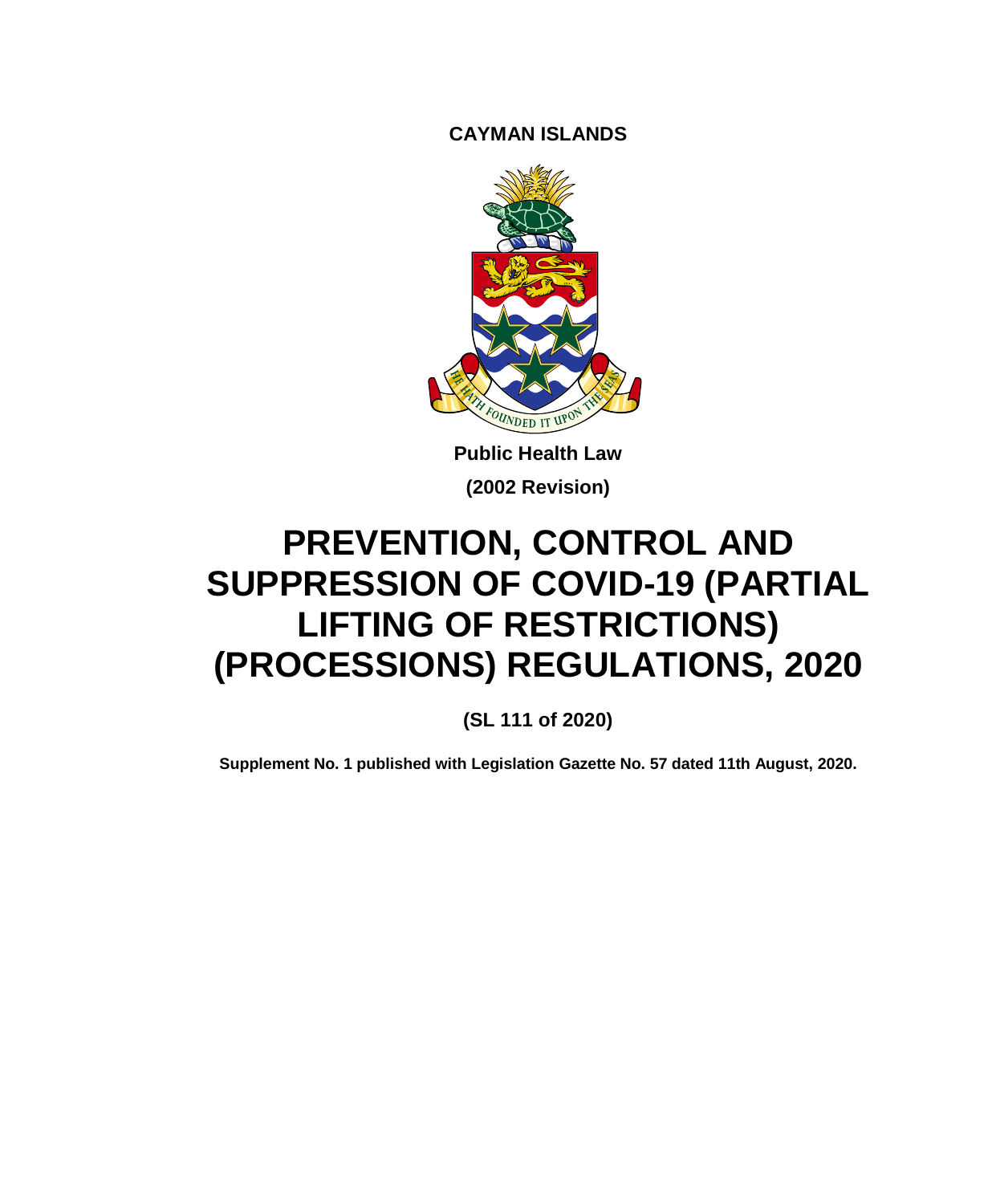**CAYMAN ISLANDS**

**Public Health Law**

**(2002 Revision)**

# PREVENTION, CONTROL AND SUPPRESSION OF COVID-19 (PARTIAL LIFTING OF RESTRICTIONS) (PROCESSIONS) REGULATIONS, 2020

**(SL 111 of 2020)**

**Supplement No. 1 published with Legislation Gazette No. 57 dated 11th August, 2020.**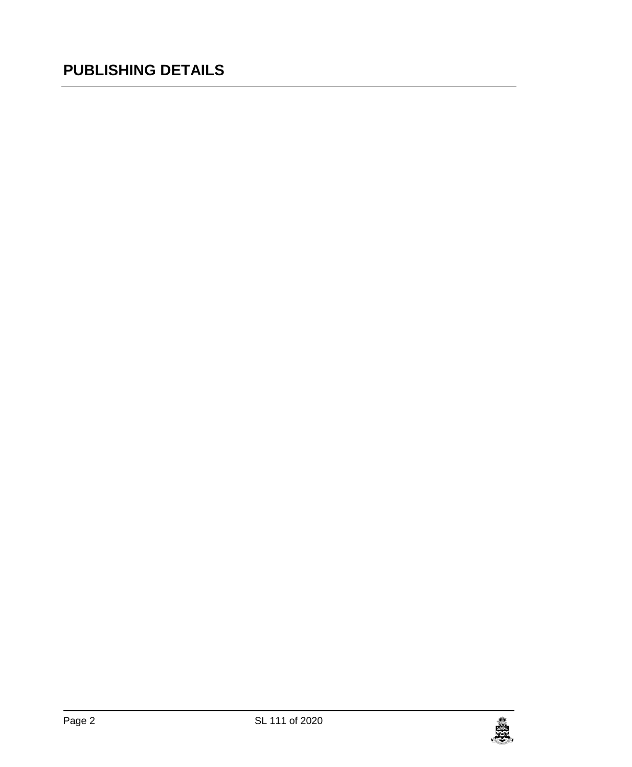# PUBLISHING DETAILS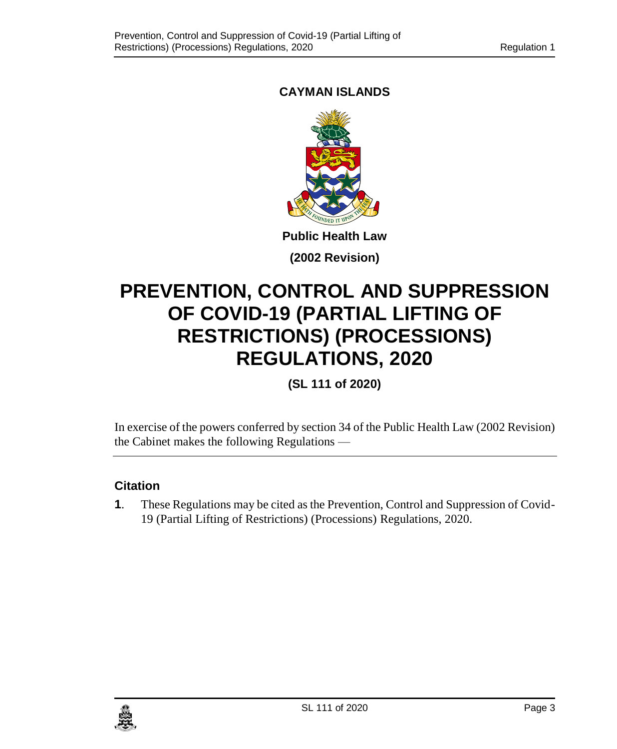**CAYMAN ISLANDS**

**Public Health Law**

**(2002 Revision)**

# PREVENTION, CONTROL AND SUPPRESSION OF COVID-19 (PARTIAL LIFTING OF RESTRICTIONS) (PROCESSIONS) REGULATIONS, 2020

**(SL 111 of 2020)**

In exercise of the powers conferred by section 34 of the Public Health Law (2002 Revision) the Cabinet makes the following Regulations —

## Citation

**1**. These Regulations may be cited as the Prevention, Control and Suppression of Covid-19 (Partial Lifting of Restrictions) (Processions) Regulations, 2020.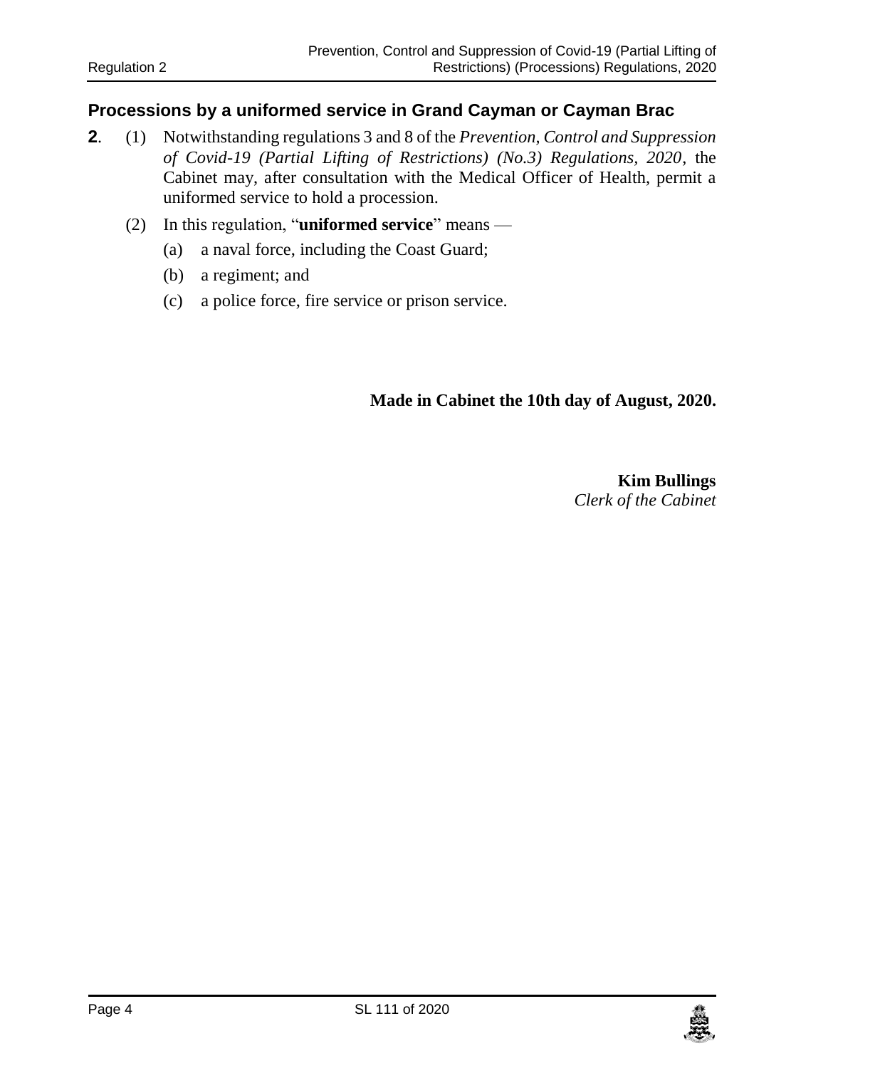## Processions by a uniformed service in Grand Cayman or Cayman Brac

**2**. (1) Notwithstanding regulations 3 and 8 of the *Prevention, Control and Suppression of Covid-19 (Partial Lifting of Restrictions) (No.3) Regulations, 2020*, the Cabinet may, after consultation with the Medical Officer of Health, permit a uniformed service to hold a procession.

(2) In this regulation, "**uniformed service**" means —

(a) a naval force, including the Coast Guard;

(b) a regiment; and

(c) a police force, fire service or prison service.

**Made in Cabinet the 10th day of August, 2020.**

**Kim Bullings**
*Clerk of the Cabinet*